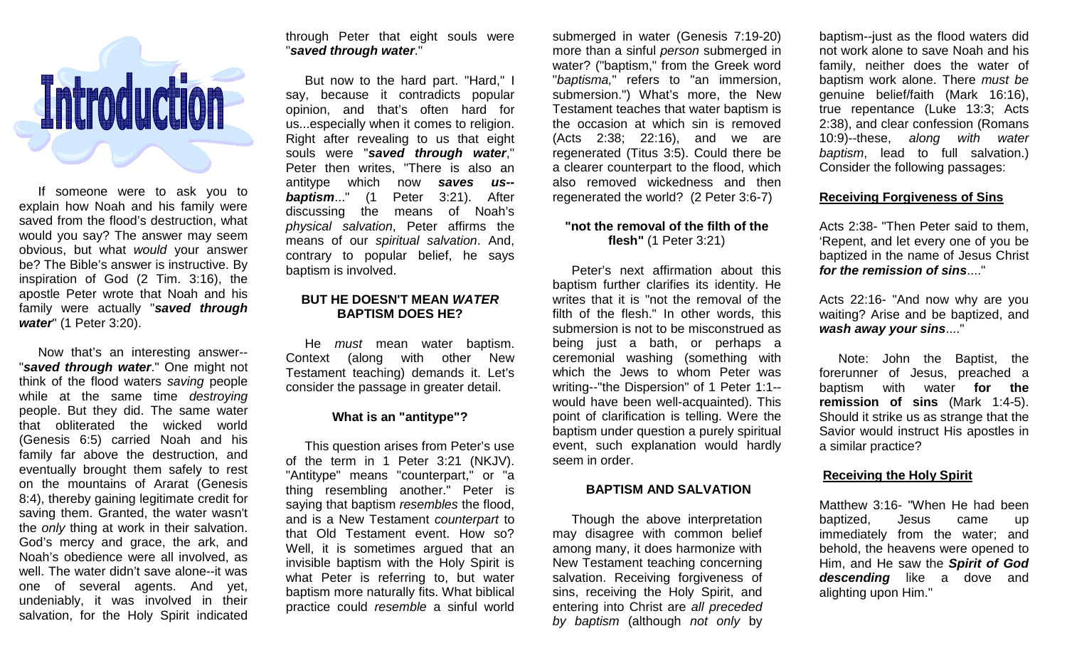# Introduction

If someone were to ask you to explain how Noah and his family were saved from the flood's destruction, what would you say? The answer may seem obvious, but what *would* your answer be? The Bible's answer is instructive. By inspiration of God (2 Tim. 3:16), the apostle Peter wrote that Noah and his family were actually "***saved through water***" (1 Peter 3:20).

Now that's an interesting answer--"***saved through water***." One might not think of the flood waters *saving* people while at the same time *destroying* people. But they did. The same water that obliterated the wicked world (Genesis 6:5) carried Noah and his family far above the destruction, and eventually brought them safely to rest on the mountains of Ararat (Genesis 8:4), thereby gaining legitimate credit for saving them. Granted, the water wasn't the *only* thing at work in their salvation. God's mercy and grace, the ark, and Noah's obedience were all involved, as well. The water didn't save alone--it was one of several agents. And yet, undeniably, it was involved in their salvation, for the Holy Spirit indicated through Peter that eight souls were "***saved through water***."

But now to the hard part. "Hard," I say, because it contradicts popular opinion, and that's often hard for us...especially when it comes to religion. Right after revealing to us that eight souls were "***saved through water***," Peter then writes, "There is also an antitype which now ***saves us--baptism***..." (1 Peter 3:21). After discussing the means of Noah's *physical salvation*, Peter affirms the means of our *spiritual salvation*. And, contrary to popular belief, he says baptism is involved.

### BUT HE DOESN'T MEAN *WATER* BAPTISM DOES HE?

He *must* mean water baptism. Context (along with other New Testament teaching) demands it. Let's consider the passage in greater detail.

### What is an "antitype"?

This question arises from Peter's use of the term in 1 Peter 3:21 (NKJV). "Antitype" means "counterpart," or "a thing resembling another." Peter is saying that baptism *resembles* the flood, and is a New Testament *counterpart* to that Old Testament event. How so? Well, it is sometimes argued that an invisible baptism with the Holy Spirit is what Peter is referring to, but water baptism more naturally fits. What biblical practice could *resemble* a sinful world submerged in water (Genesis 7:19-20) more than a sinful *person* submerged in water? ("baptism," from the Greek word "*baptisma,*" refers to "an immersion, submersion.") What's more, the New Testament teaches that water baptism is the occasion at which sin is removed (Acts 2:38; 22:16), and we are regenerated (Titus 3:5). Could there be a clearer counterpart to the flood, which also removed wickedness and then regenerated the world? (2 Peter 3:6-7)

### "not the removal of the filth of the flesh" (1 Peter 3:21)

Peter's next affirmation about this baptism further clarifies its identity. He writes that it is "not the removal of the filth of the flesh." In other words, this submersion is not to be misconstrued as being just a bath, or perhaps a ceremonial washing (something with which the Jews to whom Peter was writing--"the Dispersion" of 1 Peter 1:1--would have been well-acquainted). This point of clarification is telling. Were the baptism under question a purely spiritual event, such explanation would hardly seem in order.

### BAPTISM AND SALVATION

Though the above interpretation may disagree with common belief among many, it does harmonize with New Testament teaching concerning salvation. Receiving forgiveness of sins, receiving the Holy Spirit, and entering into Christ are *all preceded by baptism* (although *not only* by baptism--just as the flood waters did not work alone to save Noah and his family, neither does the water of baptism work alone. There *must be* genuine belief/faith (Mark 16:16), true repentance (Luke 13:3; Acts 2:38), and clear confession (Romans 10:9)--these, *along with water baptism*, lead to full salvation.) Consider the following passages:

### Receiving Forgiveness of Sins

Acts 2:38- "Then Peter said to them, 'Repent, and let every one of you be baptized in the name of Jesus Christ ***for the remission of sins***...."

Acts 22:16- "And now why are you waiting? Arise and be baptized, and ***wash away your sins***...."

Note: John the Baptist, the forerunner of Jesus, preached a baptism with water **for the remission of sins** (Mark 1:4-5). Should it strike us as strange that the Savior would instruct His apostles in a similar practice?

### Receiving the Holy Spirit

Matthew 3:16- "When He had been baptized, Jesus came up immediately from the water; and behold, the heavens were opened to Him, and He saw the ***Spirit of God descending*** like a dove and alighting upon Him."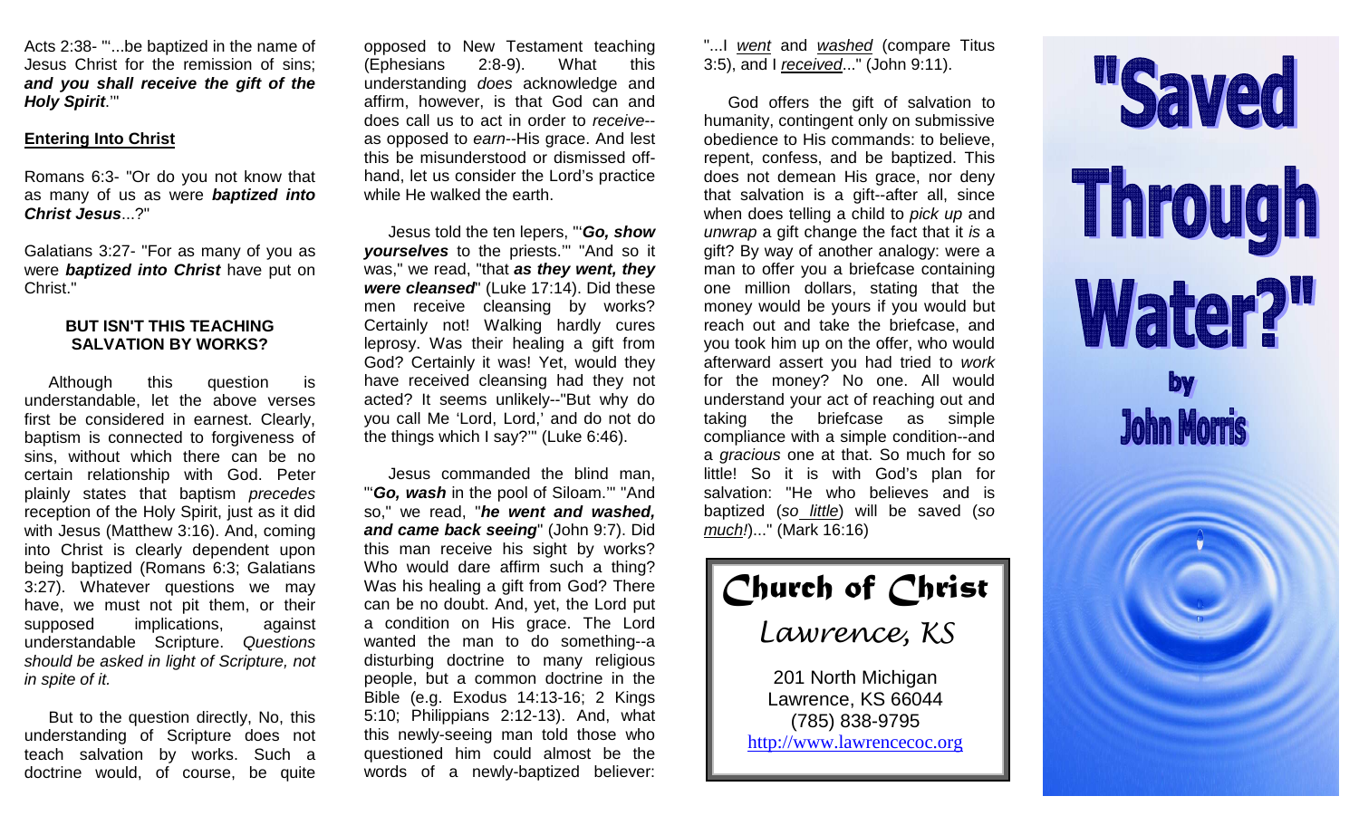Acts 2:38- "'...be baptized in the name of Jesus Christ for the remission of sins; ***and you shall receive the gift of the Holy Spirit***.'"

**Entering Into Christ**

Romans 6:3- "Or do you not know that as many of us as were ***baptized into Christ Jesus***...?"

Galatians 3:27- "For as many of you as were ***baptized into Christ*** have put on Christ."

### BUT ISN'T THIS TEACHING SALVATION BY WORKS?

Although this question is understandable, let the above verses first be considered in earnest. Clearly, baptism is connected to forgiveness of sins, without which there can be no certain relationship with God. Peter plainly states that baptism *precedes* reception of the Holy Spirit, just as it did with Jesus (Matthew 3:16). And, coming into Christ is clearly dependent upon being baptized (Romans 6:3; Galatians 3:27). Whatever questions we may have, we must not pit them, or their supposed implications, against understandable Scripture. *Questions should be asked in light of Scripture, not in spite of it.*

But to the question directly, No, this understanding of Scripture does not teach salvation by works. Such a doctrine would, of course, be quite opposed to New Testament teaching (Ephesians 2:8-9). What this understanding *does* acknowledge and affirm, however, is that God can and does call us to act in order to *receive*--as opposed to *earn*--His grace. And lest this be misunderstood or dismissed off-hand, let us consider the Lord's practice while He walked the earth.

Jesus told the ten lepers, "'***Go, show yourselves*** to the priests.'" "And so it was," we read, "that ***as they went, they were cleansed***" (Luke 17:14). Did these men receive cleansing by works? Certainly not! Walking hardly cures leprosy. Was their healing a gift from God? Certainly it was! Yet, would they have received cleansing had they not acted? It seems unlikely--"But why do you call Me 'Lord, Lord,' and do not do the things which I say?'" (Luke 6:46).

Jesus commanded the blind man, "'***Go, wash*** in the pool of Siloam.'" "And so," we read, "***he went and washed, and came back seeing***" (John 9:7). Did this man receive his sight by works? Who would dare affirm such a thing? Was his healing a gift from God? There can be no doubt. And, yet, the Lord put a condition on His grace. The Lord wanted the man to do something--a disturbing doctrine to many religious people, but a common doctrine in the Bible (e.g. Exodus 14:13-16; 2 Kings 5:10; Philippians 2:12-13). And, what this newly-seeing man told those who questioned him could almost be the words of a newly-baptized believer: "...I *went* and *washed* (compare Titus 3:5), and I *received*..." (John 9:11).

God offers the gift of salvation to humanity, contingent only on submissive obedience to His commands: to believe, repent, confess, and be baptized. This does not demean His grace, nor deny that salvation is a gift--after all, since when does telling a child to *pick up* and *unwrap* a gift change the fact that it *is* a gift? By way of another analogy: were a man to offer you a briefcase containing one million dollars, stating that the money would be yours if you would but reach out and take the briefcase, and you took him up on the offer, who would afterward assert you had tried to *work* for the money? No one. All would understand your act of reaching out and taking the briefcase as simple compliance with a simple condition--and a *gracious* one at that. So much for so little! So it is with God's plan for salvation: "He who believes and is baptized (*so little*) will be saved (*so much!*)..." (Mark 16:16)

**Church of Christ**
*Lawrence, KS*

201 North Michigan
Lawrence, KS 66044
(785) 838-9795
http://www.lawrencecoc.org

# "Saved Through Water?"

by
John Morris